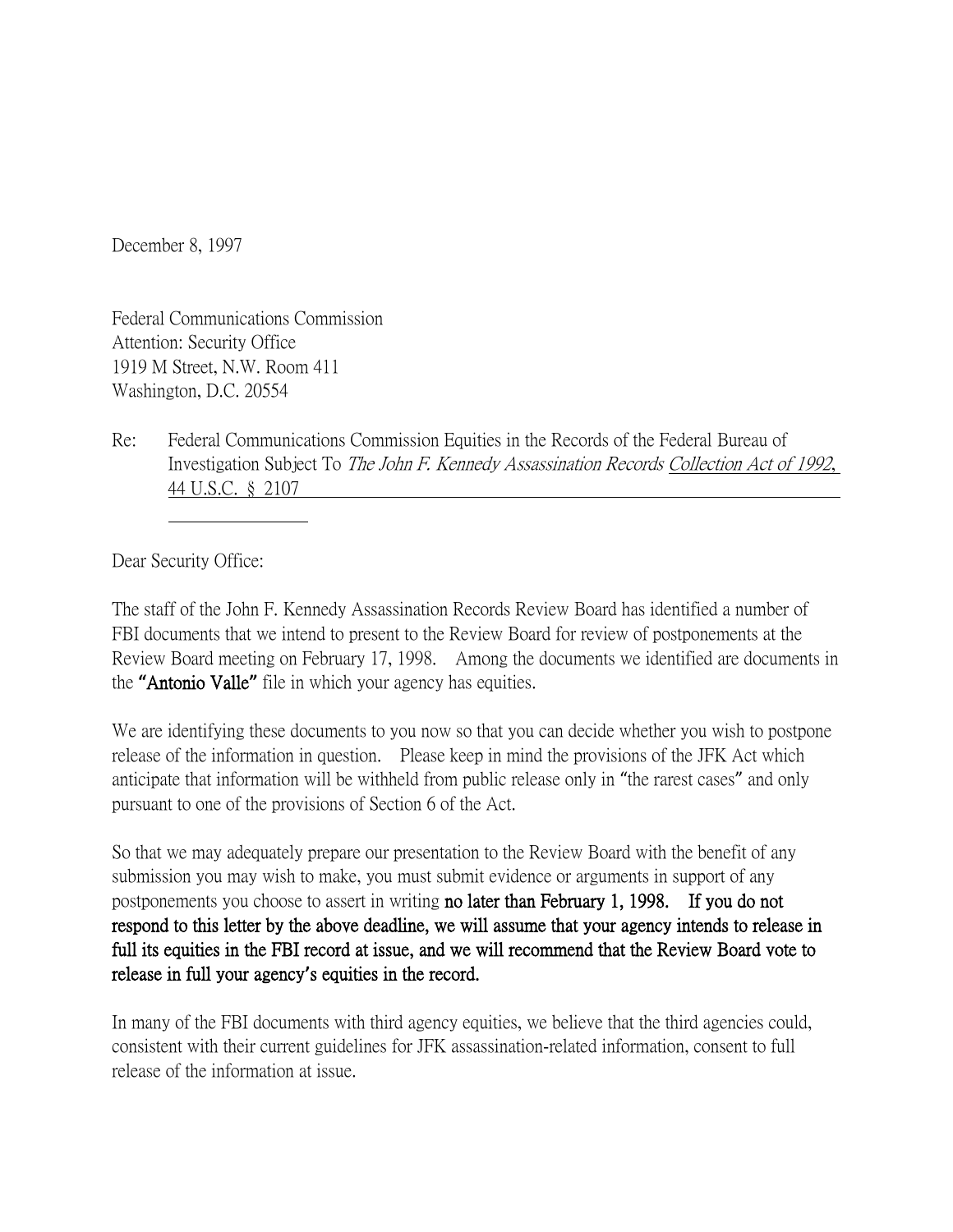December 8, 1997

Federal Communications Commission  
Attention: Security Office  
1919 M Street, N.W. Room 411  
Washington, D.C. 20554

Re: Federal Communications Commission Equities in the Records of the Federal Bureau of Investigation Subject To *The John F. Kennedy Assassination Records* Collection Act of 1992, 44 U.S.C. § 2107

Dear Security Office:

The staff of the John F. Kennedy Assassination Records Review Board has identified a number of FBI documents that we intend to present to the Review Board for review of postponements at the Review Board meeting on February 17, 1998. Among the documents we identified are documents in the **"Antonio Valle"** file in which your agency has equities.

We are identifying these documents to you now so that you can decide whether you wish to postpone release of the information in question. Please keep in mind the provisions of the JFK Act which anticipate that information will be withheld from public release only in "the rarest cases" and only pursuant to one of the provisions of Section 6 of the Act.

So that we may adequately prepare our presentation to the Review Board with the benefit of any submission you may wish to make, you must submit evidence or arguments in support of any postponements you choose to assert in writing **no later than February 1, 1998. If you do not respond to this letter by the above deadline, we will assume that your agency intends to release in full its equities in the FBI record at issue, and we will recommend that the Review Board vote to release in full your agency's equities in the record.**

In many of the FBI documents with third agency equities, we believe that the third agencies could, consistent with their current guidelines for JFK assassination-related information, consent to full release of the information at issue.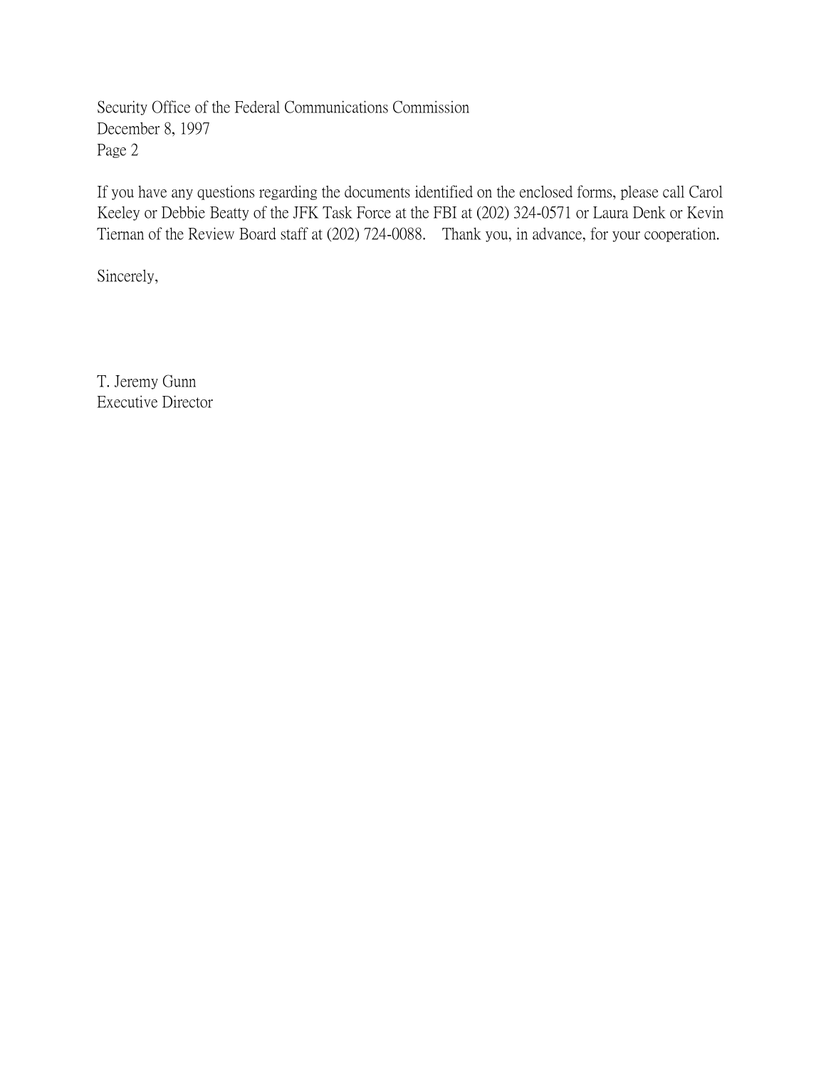If you have any questions regarding the documents identified on the enclosed forms, please call Carol Keeley or Debbie Beatty of the JFK Task Force at the FBI at (202) 324-0571 or Laura Denk or Kevin Tiernan of the Review Board staff at (202) 724-0088. Thank you, in advance, for your cooperation.

Sincerely,

T. Jeremy Gunn
Executive Director